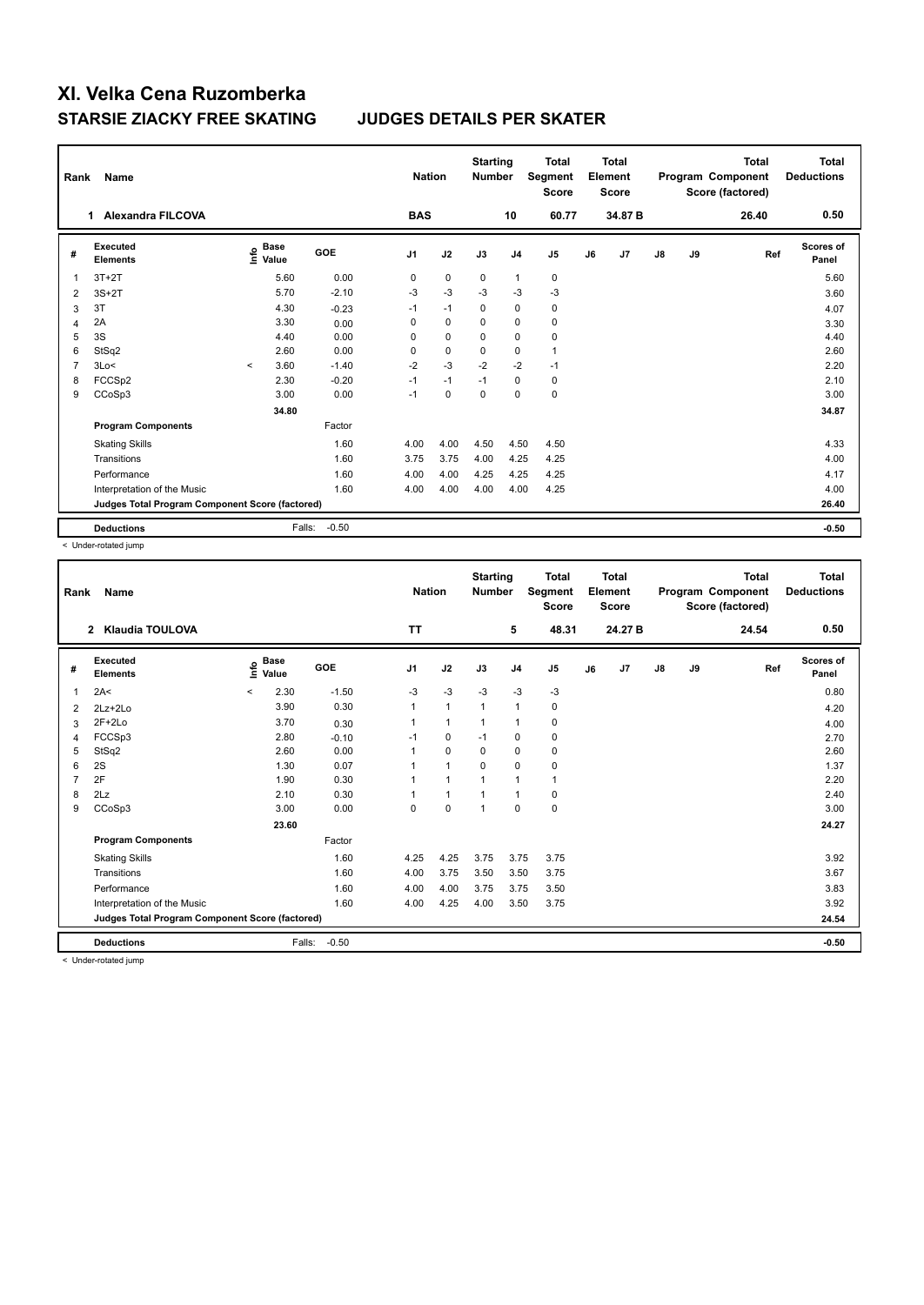# XI. Velka Cena Ruzomberka

## STARSIE ZIACKY FREE SKATING JUDGES DETAILS PER SKATER

| Rank | Name | Nation | Starting Number | Total Segment Score | Total Element Score | Total Program Component Score (factored) | Total Deductions |
|---|---|---|---|---|---|---|---|
| 1 | Alexandra FILCOVA | BAS | 10 | 60.77 | 34.87 B | 26.40 | 0.50 |

| # | Executed Elements | Info | Base Value | GOE | J1 | J2 | J3 | J4 | J5 | J6 | J7 | J8 | J9 | Ref | Scores of Panel |
|---|---|---|---|---|---|---|---|---|---|---|---|---|---|---|---|
| 1 | 3T+2T | | 5.60 | 0.00 | 0 | 0 | 0 | 1 | 0 | | | | | | 5.60 |
| 2 | 3S+2T | | 5.70 | -2.10 | -3 | -3 | -3 | -3 | -3 | | | | | | 3.60 |
| 3 | 3T | | 4.30 | -0.23 | -1 | -1 | 0 | 0 | 0 | | | | | | 4.07 |
| 4 | 2A | | 3.30 | 0.00 | 0 | 0 | 0 | 0 | 0 | | | | | | 3.30 |
| 5 | 3S | | 4.40 | 0.00 | 0 | 0 | 0 | 0 | 0 | | | | | | 4.40 |
| 6 | StSq2 | | 2.60 | 0.00 | 0 | 0 | 0 | 0 | 1 | | | | | | 2.60 |
| 7 | 3Lo< | < | 3.60 | -1.40 | -2 | -3 | -2 | -2 | -1 | | | | | | 2.20 |
| 8 | FCCSp2 | | 2.30 | -0.20 | -1 | -1 | -1 | 0 | 0 | | | | | | 2.10 |
| 9 | CCoSp3 | | 3.00 | 0.00 | -1 | 0 | 0 | 0 | 0 | | | | | | 3.00 |
| | | | 34.80 | | | | | | | | | | | | 34.87 |
| | **Program Components** | | | Factor | | | | | | | | | | | |
| | Skating Skills | | | 1.60 | 4.00 | 4.00 | 4.50 | 4.50 | 4.50 | | | | | | 4.33 |
| | Transitions | | | 1.60 | 3.75 | 3.75 | 4.00 | 4.25 | 4.25 | | | | | | 4.00 |
| | Performance | | | 1.60 | 4.00 | 4.00 | 4.25 | 4.25 | 4.25 | | | | | | 4.17 |
| | Interpretation of the Music | | | 1.60 | 4.00 | 4.00 | 4.00 | 4.00 | 4.25 | | | | | | 4.00 |
| | **Judges Total Program Component Score (factored)** | | | | | | | | | | | | | | 26.40 |
| | **Deductions** | | Falls: | -0.50 | | | | | | | | | | | -0.50 |

< Under-rotated jump

| Rank | Name | Nation | Starting Number | Total Segment Score | Total Element Score | Total Program Component Score (factored) | Total Deductions |
|---|---|---|---|---|---|---|---|
| 2 | Klaudia TOULOVA | TT | 5 | 48.31 | 24.27 B | 24.54 | 0.50 |

| # | Executed Elements | Info | Base Value | GOE | J1 | J2 | J3 | J4 | J5 | J6 | J7 | J8 | J9 | Ref | Scores of Panel |
|---|---|---|---|---|---|---|---|---|---|---|---|---|---|---|---|
| 1 | 2A< | < | 2.30 | -1.50 | -3 | -3 | -3 | -3 | -3 | | | | | | 0.80 |
| 2 | 2Lz+2Lo | | 3.90 | 0.30 | 1 | 1 | 1 | 1 | 0 | | | | | | 4.20 |
| 3 | 2F+2Lo | | 3.70 | 0.30 | 1 | 1 | 1 | 1 | 0 | | | | | | 4.00 |
| 4 | FCCSp3 | | 2.80 | -0.10 | -1 | 0 | -1 | 0 | 0 | | | | | | 2.70 |
| 5 | StSq2 | | 2.60 | 0.00 | 1 | 0 | 0 | 0 | 0 | | | | | | 2.60 |
| 6 | 2S | | 1.30 | 0.07 | 1 | 1 | 0 | 0 | 0 | | | | | | 1.37 |
| 7 | 2F | | 1.90 | 0.30 | 1 | 1 | 1 | 1 | 1 | | | | | | 2.20 |
| 8 | 2Lz | | 2.10 | 0.30 | 1 | 1 | 1 | 1 | 0 | | | | | | 2.40 |
| 9 | CCoSp3 | | 3.00 | 0.00 | 0 | 0 | 1 | 0 | 0 | | | | | | 3.00 |
| | | | 23.60 | | | | | | | | | | | | 24.27 |
| | **Program Components** | | | Factor | | | | | | | | | | | |
| | Skating Skills | | | 1.60 | 4.25 | 4.25 | 3.75 | 3.75 | 3.75 | | | | | | 3.92 |
| | Transitions | | | 1.60 | 4.00 | 3.75 | 3.50 | 3.50 | 3.75 | | | | | | 3.67 |
| | Performance | | | 1.60 | 4.00 | 4.00 | 3.75 | 3.75 | 3.50 | | | | | | 3.83 |
| | Interpretation of the Music | | | 1.60 | 4.00 | 4.25 | 4.00 | 3.50 | 3.75 | | | | | | 3.92 |
| | **Judges Total Program Component Score (factored)** | | | | | | | | | | | | | | 24.54 |
| | **Deductions** | | Falls: | -0.50 | | | | | | | | | | | -0.50 |

< Under-rotated jump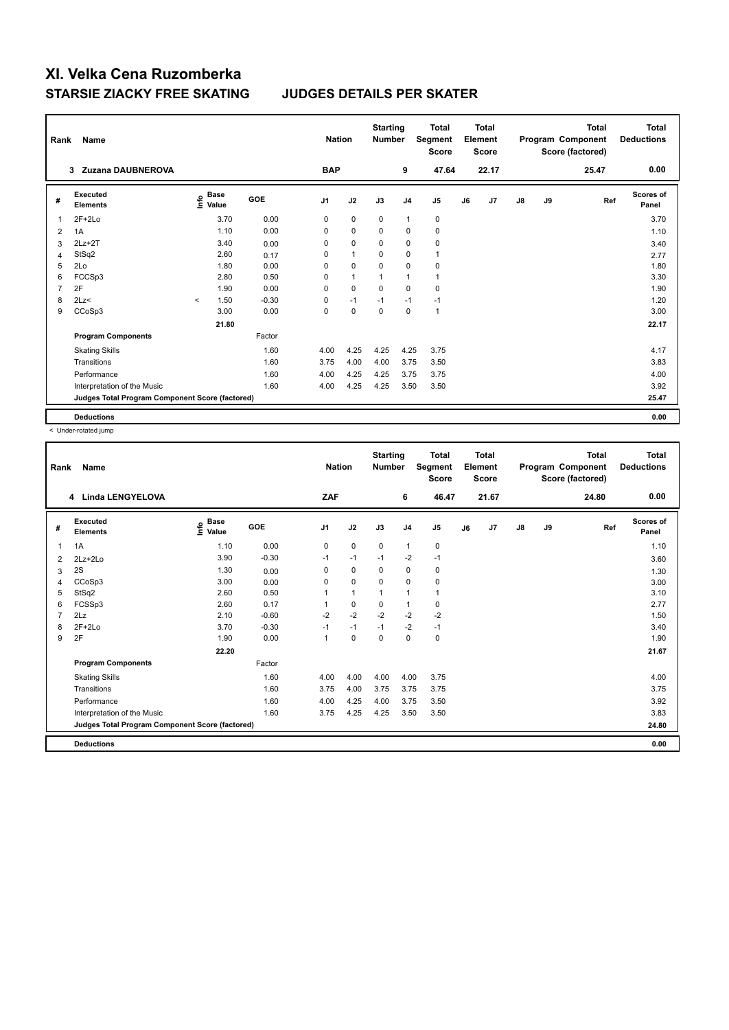# XI. Velka Cena Ruzomberka

## STARSIE ZIACKY FREE SKATING JUDGES DETAILS PER SKATER

| Rank | Name | Nation | Starting Number | Total Segment Score | Total Element Score | Total Program Component Score (factored) | Total Deductions |
|---|---|---|---|---|---|---|---|
| 3 | Zuzana DAUBNEROVA | BAP | 9 | 47.64 | 22.17 | 25.47 | 0.00 |

| # | Executed Elements | Info | Base Value | GOE | J1 | J2 | J3 | J4 | J5 | J6 | J7 | J8 | J9 | Ref | Scores of Panel |
|---|---|---|---|---|---|---|---|---|---|---|---|---|---|---|---|
| 1 | 2F+2Lo | | 3.70 | 0.00 | 0 | 0 | 0 | 1 | 0 | | | | | | 3.70 |
| 2 | 1A | | 1.10 | 0.00 | 0 | 0 | 0 | 0 | 0 | | | | | | 1.10 |
| 3 | 2Lz+2T | | 3.40 | 0.00 | 0 | 0 | 0 | 0 | 0 | | | | | | 3.40 |
| 4 | StSq2 | | 2.60 | 0.17 | 0 | 1 | 0 | 0 | 1 | | | | | | 2.77 |
| 5 | 2Lo | | 1.80 | 0.00 | 0 | 0 | 0 | 0 | 0 | | | | | | 1.80 |
| 6 | FCCSp3 | | 2.80 | 0.50 | 0 | 1 | 1 | 1 | 1 | | | | | | 3.30 |
| 7 | 2F | | 1.90 | 0.00 | 0 | 0 | 0 | 0 | 0 | | | | | | 1.90 |
| 8 | 2Lz< | < | 1.50 | -0.30 | 0 | -1 | -1 | -1 | -1 | | | | | | 1.20 |
| 9 | CCoSp3 | | 3.00 | 0.00 | 0 | 0 | 0 | 0 | 1 | | | | | | 3.00 |
| | | | 21.80 | | | | | | | | | | | | 22.17 |
| | **Program Components** | | | Factor | | | | | | | | | | | |
| | Skating Skills | | | 1.60 | 4.00 | 4.25 | 4.25 | 4.25 | 3.75 | | | | | | 4.17 |
| | Transitions | | | 1.60 | 3.75 | 4.00 | 4.00 | 3.75 | 3.50 | | | | | | 3.83 |
| | Performance | | | 1.60 | 4.00 | 4.25 | 4.25 | 3.75 | 3.75 | | | | | | 4.00 |
| | Interpretation of the Music | | | 1.60 | 4.00 | 4.25 | 4.25 | 3.50 | 3.50 | | | | | | 3.92 |
| | **Judges Total Program Component Score (factored)** | | | | | | | | | | | | | | 25.47 |
| | **Deductions** | | | | | | | | | | | | | | 0.00 |

< Under-rotated jump

| Rank | Name | Nation | Starting Number | Total Segment Score | Total Element Score | Total Program Component Score (factored) | Total Deductions |
|---|---|---|---|---|---|---|---|
| 4 | Linda LENGYELOVA | ZAF | 6 | 46.47 | 21.67 | 24.80 | 0.00 |

| # | Executed Elements | Info | Base Value | GOE | J1 | J2 | J3 | J4 | J5 | J6 | J7 | J8 | J9 | Ref | Scores of Panel |
|---|---|---|---|---|---|---|---|---|---|---|---|---|---|---|---|
| 1 | 1A | | 1.10 | 0.00 | 0 | 0 | 0 | 1 | 0 | | | | | | 1.10 |
| 2 | 2Lz+2Lo | | 3.90 | -0.30 | -1 | -1 | -1 | -2 | -1 | | | | | | 3.60 |
| 3 | 2S | | 1.30 | 0.00 | 0 | 0 | 0 | 0 | 0 | | | | | | 1.30 |
| 4 | CCoSp3 | | 3.00 | 0.00 | 0 | 0 | 0 | 0 | 0 | | | | | | 3.00 |
| 5 | StSq2 | | 2.60 | 0.50 | 1 | 1 | 1 | 1 | 1 | | | | | | 3.10 |
| 6 | FCSSp3 | | 2.60 | 0.17 | 1 | 0 | 0 | 1 | 0 | | | | | | 2.77 |
| 7 | 2Lz | | 2.10 | -0.60 | -2 | -2 | -2 | -2 | -2 | | | | | | 1.50 |
| 8 | 2F+2Lo | | 3.70 | -0.30 | -1 | -1 | -1 | -2 | -1 | | | | | | 3.40 |
| 9 | 2F | | 1.90 | 0.00 | 1 | 0 | 0 | 0 | 0 | | | | | | 1.90 |
| | | | 22.20 | | | | | | | | | | | | 21.67 |
| | **Program Components** | | | Factor | | | | | | | | | | | |
| | Skating Skills | | | 1.60 | 4.00 | 4.00 | 4.00 | 4.00 | 3.75 | | | | | | 4.00 |
| | Transitions | | | 1.60 | 3.75 | 4.00 | 3.75 | 3.75 | 3.75 | | | | | | 3.75 |
| | Performance | | | 1.60 | 4.00 | 4.25 | 4.00 | 3.75 | 3.50 | | | | | | 3.92 |
| | Interpretation of the Music | | | 1.60 | 3.75 | 4.25 | 4.25 | 3.50 | 3.50 | | | | | | 3.83 |
| | **Judges Total Program Component Score (factored)** | | | | | | | | | | | | | | 24.80 |
| | **Deductions** | | | | | | | | | | | | | | 0.00 |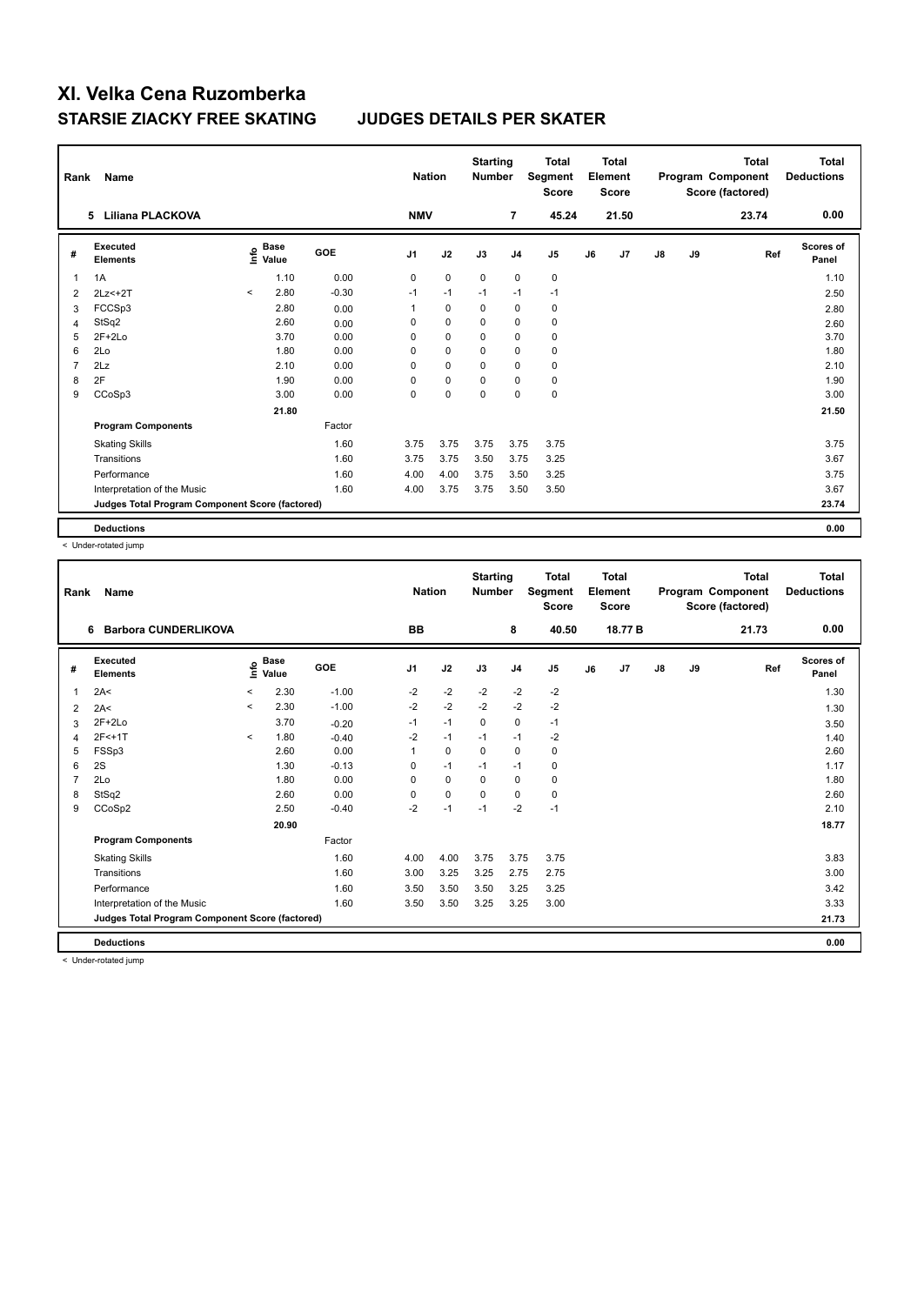# XI. Velka Cena Ruzomberka

## STARSIE ZIACKY FREE SKATING JUDGES DETAILS PER SKATER

| Rank | Name | Nation | Starting Number | Total Segment Score | Total Element Score | Total Program Component Score (factored) | Total Deductions |
|---|---|---|---|---|---|---|---|
| 5 | Liliana PLACKOVA | NMV | 7 | 45.24 | 21.50 | 23.74 | 0.00 |

| # | Executed Elements | Info | Base Value | GOE | J1 | J2 | J3 | J4 | J5 | J6 | J7 | J8 | J9 | Ref | Scores of Panel |
|---|---|---|---|---|---|---|---|---|---|---|---|---|---|---|---|
| 1 | 1A | | 1.10 | 0.00 | 0 | 0 | 0 | 0 | 0 | | | | | | 1.10 |
| 2 | 2Lz<+2T | < | 2.80 | -0.30 | -1 | -1 | -1 | -1 | -1 | | | | | | 2.50 |
| 3 | FCCSp3 | | 2.80 | 0.00 | 1 | 0 | 0 | 0 | 0 | | | | | | 2.80 |
| 4 | StSq2 | | 2.60 | 0.00 | 0 | 0 | 0 | 0 | 0 | | | | | | 2.60 |
| 5 | 2F+2Lo | | 3.70 | 0.00 | 0 | 0 | 0 | 0 | 0 | | | | | | 3.70 |
| 6 | 2Lo | | 1.80 | 0.00 | 0 | 0 | 0 | 0 | 0 | | | | | | 1.80 |
| 7 | 2Lz | | 2.10 | 0.00 | 0 | 0 | 0 | 0 | 0 | | | | | | 2.10 |
| 8 | 2F | | 1.90 | 0.00 | 0 | 0 | 0 | 0 | 0 | | | | | | 1.90 |
| 9 | CCoSp3 | | 3.00 | 0.00 | 0 | 0 | 0 | 0 | 0 | | | | | | 3.00 |
| | | | 21.80 | | | | | | | | | | | | 21.50 |
| | **Program Components** | | | Factor | | | | | | | | | | | |
| | Skating Skills | | | 1.60 | 3.75 | 3.75 | 3.75 | 3.75 | 3.75 | | | | | | 3.75 |
| | Transitions | | | 1.60 | 3.75 | 3.75 | 3.50 | 3.75 | 3.25 | | | | | | 3.67 |
| | Performance | | | 1.60 | 4.00 | 4.00 | 3.75 | 3.50 | 3.25 | | | | | | 3.75 |
| | Interpretation of the Music | | | 1.60 | 4.00 | 3.75 | 3.75 | 3.50 | 3.50 | | | | | | 3.67 |
| | **Judges Total Program Component Score (factored)** | | | | | | | | | | | | | | 23.74 |
| | **Deductions** | | | | | | | | | | | | | | 0.00 |

< Under-rotated jump

| Rank | Name | Nation | Starting Number | Total Segment Score | Total Element Score | Total Program Component Score (factored) | Total Deductions |
|---|---|---|---|---|---|---|---|
| 6 | Barbora CUNDERLIKOVA | BB | 8 | 40.50 | 18.77 B | 21.73 | 0.00 |

| # | Executed Elements | Info | Base Value | GOE | J1 | J2 | J3 | J4 | J5 | J6 | J7 | J8 | J9 | Ref | Scores of Panel |
|---|---|---|---|---|---|---|---|---|---|---|---|---|---|---|---|
| 1 | 2A< | < | 2.30 | -1.00 | -2 | -2 | -2 | -2 | -2 | | | | | | 1.30 |
| 2 | 2A< | < | 2.30 | -1.00 | -2 | -2 | -2 | -2 | -2 | | | | | | 1.30 |
| 3 | 2F+2Lo | | 3.70 | -0.20 | -1 | -1 | 0 | 0 | -1 | | | | | | 3.50 |
| 4 | 2F<+1T | < | 1.80 | -0.40 | -2 | -1 | -1 | -1 | -2 | | | | | | 1.40 |
| 5 | FSSp3 | | 2.60 | 0.00 | 1 | 0 | 0 | 0 | 0 | | | | | | 2.60 |
| 6 | 2S | | 1.30 | -0.13 | 0 | -1 | -1 | -1 | 0 | | | | | | 1.17 |
| 7 | 2Lo | | 1.80 | 0.00 | 0 | 0 | 0 | 0 | 0 | | | | | | 1.80 |
| 8 | StSq2 | | 2.60 | 0.00 | 0 | 0 | 0 | 0 | 0 | | | | | | 2.60 |
| 9 | CCoSp2 | | 2.50 | -0.40 | -2 | -1 | -1 | -2 | -1 | | | | | | 2.10 |
| | | | 20.90 | | | | | | | | | | | | 18.77 |
| | **Program Components** | | | Factor | | | | | | | | | | | |
| | Skating Skills | | | 1.60 | 4.00 | 4.00 | 3.75 | 3.75 | 3.75 | | | | | | 3.83 |
| | Transitions | | | 1.60 | 3.00 | 3.25 | 3.25 | 2.75 | 2.75 | | | | | | 3.00 |
| | Performance | | | 1.60 | 3.50 | 3.50 | 3.50 | 3.25 | 3.25 | | | | | | 3.42 |
| | Interpretation of the Music | | | 1.60 | 3.50 | 3.50 | 3.25 | 3.25 | 3.00 | | | | | | 3.33 |
| | **Judges Total Program Component Score (factored)** | | | | | | | | | | | | | | 21.73 |
| | **Deductions** | | | | | | | | | | | | | | 0.00 |

< Under-rotated jump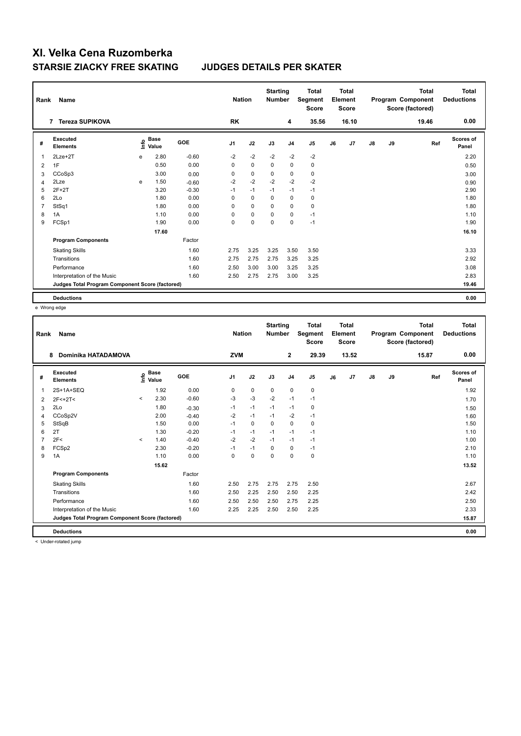# XI. Velka Cena Ruzomberka

## STARSIE ZIACKY FREE SKATING JUDGES DETAILS PER SKATER

| Rank | Name | Nation | Starting Number | Total Segment Score | Total Element Score | Total Program Component Score (factored) | Total Deductions |
|---|---|---|---|---|---|---|---|
| 7 | Tereza SUPIKOVA | RK | 4 | 35.56 | 16.10 | 19.46 | 0.00 |

| # | Executed Elements | Info | Base Value | GOE | J1 | J2 | J3 | J4 | J5 | J6 | J7 | J8 | J9 | Ref | Scores of Panel |
|---|---|---|---|---|---|---|---|---|---|---|---|---|---|---|---|
| 1 | 2Lze+2T | e | 2.80 | -0.60 | -2 | -2 | -2 | -2 | -2 | | | | | | 2.20 |
| 2 | 1F | | 0.50 | 0.00 | 0 | 0 | 0 | 0 | 0 | | | | | | 0.50 |
| 3 | CCoSp3 | | 3.00 | 0.00 | 0 | 0 | 0 | 0 | 0 | | | | | | 3.00 |
| 4 | 2Lze | e | 1.50 | -0.60 | -2 | -2 | -2 | -2 | -2 | | | | | | 0.90 |
| 5 | 2F+2T | | 3.20 | -0.30 | -1 | -1 | -1 | -1 | -1 | | | | | | 2.90 |
| 6 | 2Lo | | 1.80 | 0.00 | 0 | 0 | 0 | 0 | 0 | | | | | | 1.80 |
| 7 | StSq1 | | 1.80 | 0.00 | 0 | 0 | 0 | 0 | 0 | | | | | | 1.80 |
| 8 | 1A | | 1.10 | 0.00 | 0 | 0 | 0 | 0 | -1 | | | | | | 1.10 |
| 9 | FCSp1 | | 1.90 | 0.00 | 0 | 0 | 0 | 0 | -1 | | | | | | 1.90 |
| | | | 17.60 | | | | | | | | | | | | 16.10 |
| | **Program Components** | | | Factor | | | | | | | | | | | |
| | Skating Skills | | | 1.60 | 2.75 | 3.25 | 3.25 | 3.50 | 3.50 | | | | | | 3.33 |
| | Transitions | | | 1.60 | 2.75 | 2.75 | 2.75 | 3.25 | 3.25 | | | | | | 2.92 |
| | Performance | | | 1.60 | 2.50 | 3.00 | 3.00 | 3.25 | 3.25 | | | | | | 3.08 |
| | Interpretation of the Music | | | 1.60 | 2.50 | 2.75 | 2.75 | 3.00 | 3.25 | | | | | | 2.83 |
| | **Judges Total Program Component Score (factored)** | | | | | | | | | | | | | | 19.46 |
| | **Deductions** | | | | | | | | | | | | | | 0.00 |

e Wrong edge

| Rank | Name | Nation | Starting Number | Total Segment Score | Total Element Score | Total Program Component Score (factored) | Total Deductions |
|---|---|---|---|---|---|---|---|
| 8 | Dominika HATADAMOVA | ZVM | 2 | 29.39 | 13.52 | 15.87 | 0.00 |

| # | Executed Elements | Info | Base Value | GOE | J1 | J2 | J3 | J4 | J5 | J6 | J7 | J8 | J9 | Ref | Scores of Panel |
|---|---|---|---|---|---|---|---|---|---|---|---|---|---|---|---|
| 1 | 2S+1A+SEQ | | 1.92 | 0.00 | 0 | 0 | 0 | 0 | 0 | | | | | | 1.92 |
| 2 | 2F<+2T< | < | 2.30 | -0.60 | -3 | -3 | -2 | -1 | -1 | | | | | | 1.70 |
| 3 | 2Lo | | 1.80 | -0.30 | -1 | -1 | -1 | -1 | 0 | | | | | | 1.50 |
| 4 | CCoSp2V | | 2.00 | -0.40 | -2 | -1 | -1 | -2 | -1 | | | | | | 1.60 |
| 5 | StSqB | | 1.50 | 0.00 | -1 | 0 | 0 | 0 | 0 | | | | | | 1.50 |
| 6 | 2T | | 1.30 | -0.20 | -1 | -1 | -1 | -1 | -1 | | | | | | 1.10 |
| 7 | 2F< | < | 1.40 | -0.40 | -2 | -2 | -1 | -1 | -1 | | | | | | 1.00 |
| 8 | FCSp2 | | 2.30 | -0.20 | -1 | -1 | 0 | 0 | -1 | | | | | | 2.10 |
| 9 | 1A | | 1.10 | 0.00 | 0 | 0 | 0 | 0 | 0 | | | | | | 1.10 |
| | | | 15.62 | | | | | | | | | | | | 13.52 |
| | **Program Components** | | | Factor | | | | | | | | | | | |
| | Skating Skills | | | 1.60 | 2.50 | 2.75 | 2.75 | 2.75 | 2.50 | | | | | | 2.67 |
| | Transitions | | | 1.60 | 2.50 | 2.25 | 2.50 | 2.50 | 2.25 | | | | | | 2.42 |
| | Performance | | | 1.60 | 2.50 | 2.50 | 2.50 | 2.75 | 2.25 | | | | | | 2.50 |
| | Interpretation of the Music | | | 1.60 | 2.25 | 2.25 | 2.50 | 2.50 | 2.25 | | | | | | 2.33 |
| | **Judges Total Program Component Score (factored)** | | | | | | | | | | | | | | 15.87 |
| | **Deductions** | | | | | | | | | | | | | | 0.00 |

< Under-rotated jump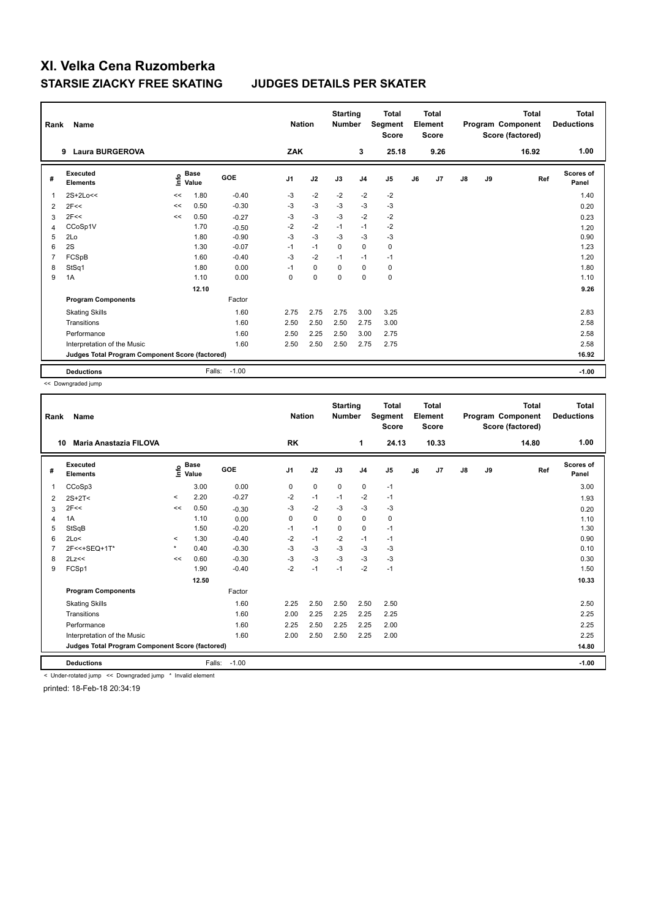# XI. Velka Cena Ruzomberka

## STARSIE ZIACKY FREE SKATING JUDGES DETAILS PER SKATER

| Rank | Name | Nation | Starting Number | Total Segment Score | Total Element Score | Total Program Component Score (factored) | Total Deductions |
|---|---|---|---|---|---|---|---|
| 9 | Laura BURGEROVA | ZAK | 3 | 25.18 | 9.26 | 16.92 | 1.00 |

| # | Executed Elements | Info | Base Value | GOE | J1 | J2 | J3 | J4 | J5 | J6 | J7 | J8 | J9 | Ref | Scores of Panel |
|---|---|---|---|---|---|---|---|---|---|---|---|---|---|---|---|
| 1 | 2S+2Lo<< | << | 1.80 | -0.40 | -3 | -2 | -2 | -2 | -2 | | | | | | 1.40 |
| 2 | 2F<< | << | 0.50 | -0.30 | -3 | -3 | -3 | -3 | -3 | | | | | | 0.20 |
| 3 | 2F<< | << | 0.50 | -0.27 | -3 | -3 | -3 | -2 | -2 | | | | | | 0.23 |
| 4 | CCoSp1V | | 1.70 | -0.50 | -2 | -2 | -1 | -1 | -2 | | | | | | 1.20 |
| 5 | 2Lo | | 1.80 | -0.90 | -3 | -3 | -3 | -3 | -3 | | | | | | 0.90 |
| 6 | 2S | | 1.30 | -0.07 | -1 | -1 | 0 | 0 | 0 | | | | | | 1.23 |
| 7 | FCSpB | | 1.60 | -0.40 | -3 | -2 | -1 | -1 | -1 | | | | | | 1.20 |
| 8 | StSq1 | | 1.80 | 0.00 | -1 | 0 | 0 | 0 | 0 | | | | | | 1.80 |
| 9 | 1A | | 1.10 | 0.00 | 0 | 0 | 0 | 0 | 0 | | | | | | 1.10 |
| | | | 12.10 | | | | | | | | | | | | 9.26 |
| | **Program Components** | | | Factor | | | | | | | | | | | |
| | Skating Skills | | | 1.60 | 2.75 | 2.75 | 2.75 | 3.00 | 3.25 | | | | | | 2.83 |
| | Transitions | | | 1.60 | 2.50 | 2.50 | 2.50 | 2.75 | 3.00 | | | | | | 2.58 |
| | Performance | | | 1.60 | 2.50 | 2.25 | 2.50 | 3.00 | 2.75 | | | | | | 2.58 |
| | Interpretation of the Music | | | 1.60 | 2.50 | 2.50 | 2.50 | 2.75 | 2.75 | | | | | | 2.58 |
| | **Judges Total Program Component Score (factored)** | | | | | | | | | | | | | | 16.92 |
| | **Deductions** | | Falls: | -1.00 | | | | | | | | | | | -1.00 |

<< Downgraded jump

| Rank | Name | Nation | Starting Number | Total Segment Score | Total Element Score | Total Program Component Score (factored) | Total Deductions |
|---|---|---|---|---|---|---|---|
| 10 | Maria Anastazia FILOVA | RK | 1 | 24.13 | 10.33 | 14.80 | 1.00 |

| # | Executed Elements | Info | Base Value | GOE | J1 | J2 | J3 | J4 | J5 | J6 | J7 | J8 | J9 | Ref | Scores of Panel |
|---|---|---|---|---|---|---|---|---|---|---|---|---|---|---|---|
| 1 | CCoSp3 | | 3.00 | 0.00 | 0 | 0 | 0 | 0 | -1 | | | | | | 3.00 |
| 2 | 2S+2T< | < | 2.20 | -0.27 | -2 | -1 | -1 | -2 | -1 | | | | | | 1.93 |
| 3 | 2F<< | << | 0.50 | -0.30 | -3 | -2 | -3 | -3 | -3 | | | | | | 0.20 |
| 4 | 1A | | 1.10 | 0.00 | 0 | 0 | 0 | 0 | 0 | | | | | | 1.10 |
| 5 | StSqB | | 1.50 | -0.20 | -1 | -1 | 0 | 0 | -1 | | | | | | 1.30 |
| 6 | 2Lo< | < | 1.30 | -0.40 | -2 | -1 | -2 | -1 | -1 | | | | | | 0.90 |
| 7 | 2F<<+SEQ+1T* | * | 0.40 | -0.30 | -3 | -3 | -3 | -3 | -3 | | | | | | 0.10 |
| 8 | 2Lz<< | << | 0.60 | -0.30 | -3 | -3 | -3 | -3 | -3 | | | | | | 0.30 |
| 9 | FCSp1 | | 1.90 | -0.40 | -2 | -1 | -1 | -2 | -1 | | | | | | 1.50 |
| | | | 12.50 | | | | | | | | | | | | 10.33 |
| | **Program Components** | | | Factor | | | | | | | | | | | |
| | Skating Skills | | | 1.60 | 2.25 | 2.50 | 2.50 | 2.50 | 2.50 | | | | | | 2.50 |
| | Transitions | | | 1.60 | 2.00 | 2.25 | 2.25 | 2.25 | 2.25 | | | | | | 2.25 |
| | Performance | | | 1.60 | 2.25 | 2.50 | 2.25 | 2.25 | 2.00 | | | | | | 2.25 |
| | Interpretation of the Music | | | 1.60 | 2.00 | 2.50 | 2.50 | 2.25 | 2.00 | | | | | | 2.25 |
| | **Judges Total Program Component Score (factored)** | | | | | | | | | | | | | | 14.80 |
| | **Deductions** | | Falls: | -1.00 | | | | | | | | | | | -1.00 |

< Under-rotated jump << Downgraded jump * Invalid element

printed: 18-Feb-18 20:34:19